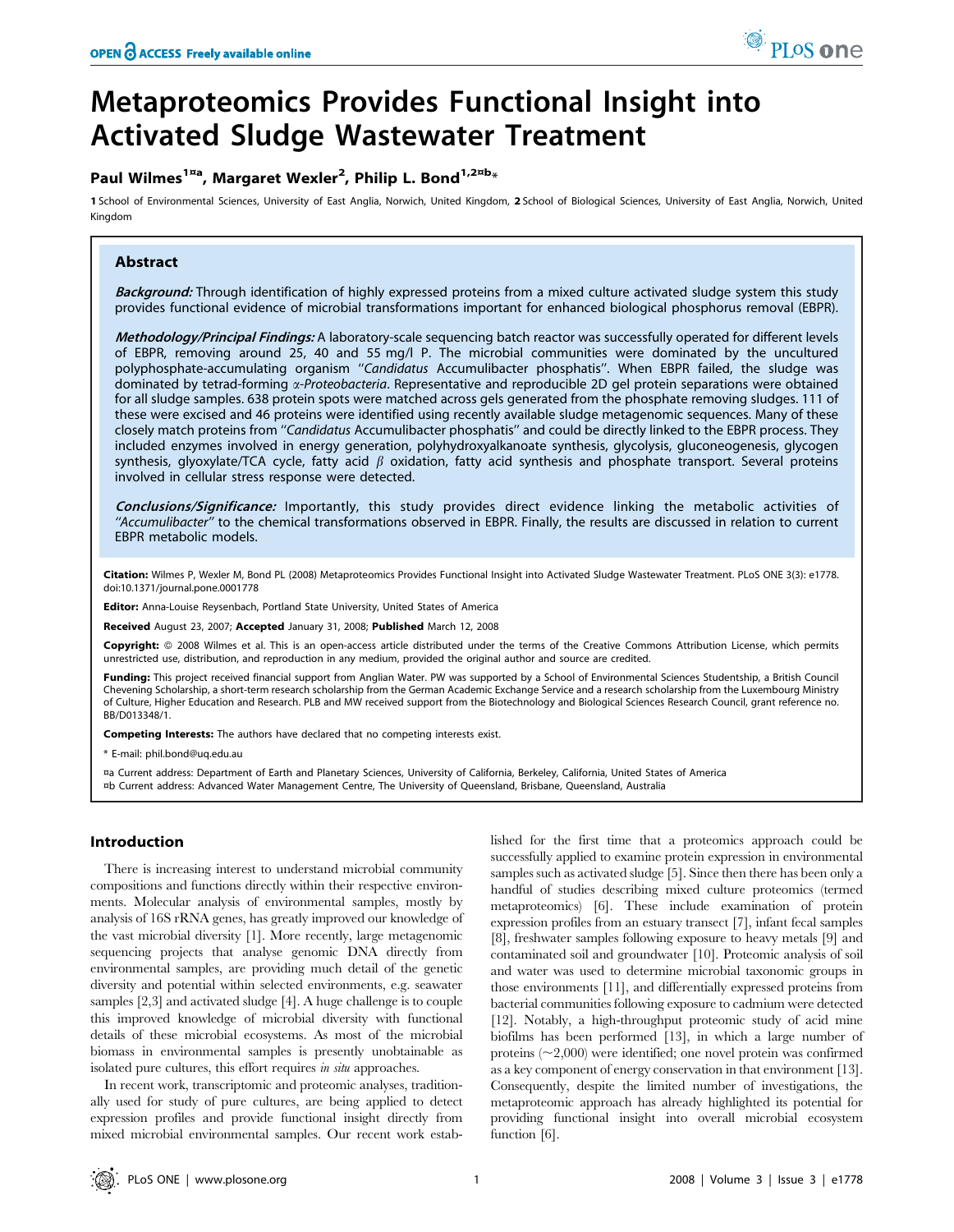# Metaproteomics Provides Functional Insight into Activated Sludge Wastewater Treatment

**Paul Wilmes[1¤a], Margaret Wexler[2], Philip L. Bond[1,2¤b]***

**1** School of Environmental Sciences, University of East Anglia, Norwich, United Kingdom, **2** School of Biological Sciences, University of East Anglia, Norwich, United Kingdom

## Abstract

***Background:*** Through identification of highly expressed proteins from a mixed culture activated sludge system this study provides functional evidence of microbial transformations important for enhanced biological phosphorus removal (EBPR).

***Methodology/Principal Findings:*** A laboratory-scale sequencing batch reactor was successfully operated for different levels of EBPR, removing around 25, 40 and 55 mg/l P. The microbial communities were dominated by the uncultured polyphosphate-accumulating organism "*Candidatus* Accumulibacter phosphatis". When EBPR failed, the sludge was dominated by tetrad-forming *α-Proteobacteria*. Representative and reproducible 2D gel protein separations were obtained for all sludge samples. 638 protein spots were matched across gels generated from the phosphate removing sludges. 111 of these were excised and 46 proteins were identified using recently available sludge metagenomic sequences. Many of these closely match proteins from "*Candidatus* Accumulibacter phosphatis" and could be directly linked to the EBPR process. They included enzymes involved in energy generation, polyhydroxyalkanoate synthesis, glycolysis, gluconeogenesis, glycogen synthesis, glyoxylate/TCA cycle, fatty acid $\beta$ oxidation, fatty acid synthesis and phosphate transport. Several proteins involved in cellular stress response were detected.

***Conclusions/Significance:*** Importantly, this study provides direct evidence linking the metabolic activities of "*Accumulibacter*" to the chemical transformations observed in EBPR. Finally, the results are discussed in relation to current EBPR metabolic models.

**Citation:** Wilmes P, Wexler M, Bond PL (2008) Metaproteomics Provides Functional Insight into Activated Sludge Wastewater Treatment. PLoS ONE 3(3): e1778. doi:10.1371/journal.pone.0001778

**Editor:** Anna-Louise Reysenbach, Portland State University, United States of America

**Received** August 23, 2007; **Accepted** January 31, 2008; **Published** March 12, 2008

**Copyright:** © 2008 Wilmes et al. This is an open-access article distributed under the terms of the Creative Commons Attribution License, which permits unrestricted use, distribution, and reproduction in any medium, provided the original author and source are credited.

**Funding:** This project received financial support from Anglian Water. PW was supported by a School of Environmental Sciences Studentship, a British Council Chevening Scholarship, a short-term research scholarship from the German Academic Exchange Service and a research scholarship from the Luxembourg Ministry of Culture, Higher Education and Research. PLB and MW received support from the Biotechnology and Biological Sciences Research Council, grant reference no. BB/D013348/1.

**Competing Interests:** The authors have declared that no competing interests exist.

\* E-mail: phil.bond@uq.edu.au

¤a Current address: Department of Earth and Planetary Sciences, University of California, Berkeley, California, United States of America

¤b Current address: Advanced Water Management Centre, The University of Queensland, Brisbane, Queensland, Australia

## Introduction

There is increasing interest to understand microbial community compositions and functions directly within their respective environments. Molecular analysis of environmental samples, mostly by analysis of 16S rRNA genes, has greatly improved our knowledge of the vast microbial diversity [1]. More recently, large metagenomic sequencing projects that analyse genomic DNA directly from environmental samples, are providing much detail of the genetic diversity and potential within selected environments, e.g. seawater samples [2,3] and activated sludge [4]. A huge challenge is to couple this improved knowledge of microbial diversity with functional details of these microbial ecosystems. As most of the microbial biomass in environmental samples is presently unobtainable as isolated pure cultures, this effort requires *in situ* approaches.

In recent work, transcriptomic and proteomic analyses, traditionally used for study of pure cultures, are being applied to detect expression profiles and provide functional insight directly from mixed microbial environmental samples. Our recent work established for the first time that a proteomics approach could be successfully applied to examine protein expression in environmental samples such as activated sludge [5]. Since then there has been only a handful of studies describing mixed culture proteomics (termed metaproteomics) [6]. These include examination of protein expression profiles from an estuary transect [7], infant fecal samples [8], freshwater samples following exposure to heavy metals [9] and contaminated soil and groundwater [10]. Proteomic analysis of soil and water was used to determine microbial taxonomic groups in those environments [11], and differentially expressed proteins from bacterial communities following exposure to cadmium were detected [12]. Notably, a high-throughput proteomic study of acid mine biofilms has been performed [13], in which a large number of proteins (~2,000) were identified; one novel protein was confirmed as a key component of energy conservation in that environment [13]. Consequently, despite the limited number of investigations, the metaproteomic approach has already highlighted its potential for providing functional insight into overall microbial ecosystem function [6].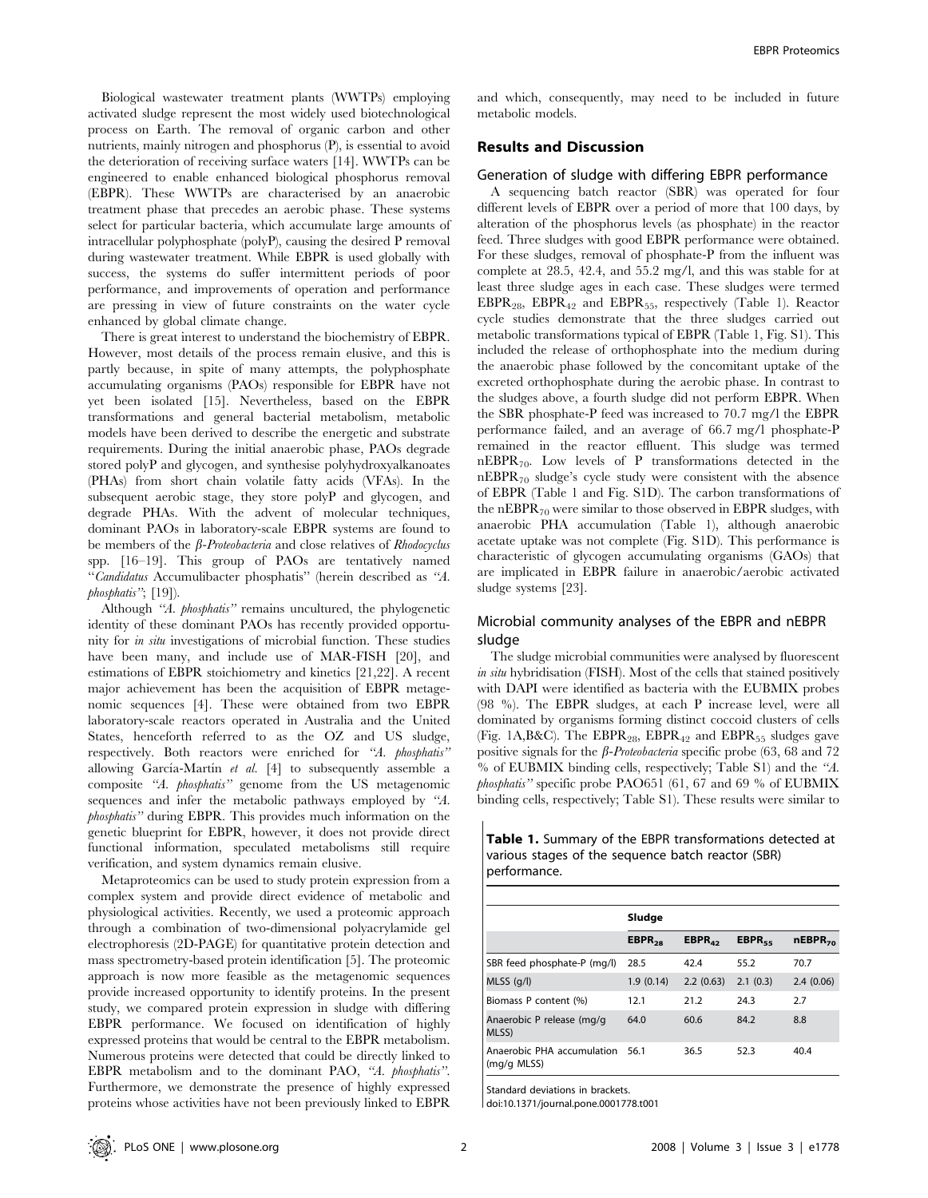Biological wastewater treatment plants (WWTPs) employing activated sludge represent the most widely used biotechnological process on Earth. The removal of organic carbon and other nutrients, mainly nitrogen and phosphorus (P), is essential to avoid the deterioration of receiving surface waters [14]. WWTPs can be engineered to enable enhanced biological phosphorus removal (EBPR). These WWTPs are characterised by an anaerobic treatment phase that precedes an aerobic phase. These systems select for particular bacteria, which accumulate large amounts of intracellular polyphosphate (polyP), causing the desired P removal during wastewater treatment. While EBPR is used globally with success, the systems do suffer intermittent periods of poor performance, and improvements of operation and performance are pressing in view of future constraints on the water cycle enhanced by global climate change.

There is great interest to understand the biochemistry of EBPR. However, most details of the process remain elusive, and this is partly because, in spite of many attempts, the polyphosphate accumulating organisms (PAOs) responsible for EBPR have not yet been isolated [15]. Nevertheless, based on the EBPR transformations and general bacterial metabolism, metabolic models have been derived to describe the energetic and substrate requirements. During the initial anaerobic phase, PAOs degrade stored polyP and glycogen, and synthesise polyhydroxyalkanoates (PHAs) from short chain volatile fatty acids (VFAs). In the subsequent aerobic stage, they store polyP and glycogen, and degrade PHAs. With the advent of molecular techniques, dominant PAOs in laboratory-scale EBPR systems are found to be members of the *β-Proteobacteria* and close relatives of *Rhodocyclus* spp. [16–19]. This group of PAOs are tentatively named "*Candidatus* Accumulibacter phosphatis" (herein described as "*A. phosphatis*"; [19]).

Although "*A. phosphatis*" remains uncultured, the phylogenetic identity of these dominant PAOs has recently provided opportunity for *in situ* investigations of microbial function. These studies have been many, and include use of MAR-FISH [20], and estimations of EBPR stoichiometry and kinetics [21,22]. A recent major achievement has been the acquisition of EBPR metagenomic sequences [4]. These were obtained from two EBPR laboratory-scale reactors operated in Australia and the United States, henceforth referred to as the OZ and US sludge, respectively. Both reactors were enriched for "*A. phosphatis*" allowing García-Martín *et al.* [4] to subsequently assemble a composite "*A. phosphatis*" genome from the US metagenomic sequences and infer the metabolic pathways employed by "*A. phosphatis*" during EBPR. This provides much information on the genetic blueprint for EBPR, however, it does not provide direct functional information, speculated metabolisms still require verification, and system dynamics remain elusive.

Metaproteomics can be used to study protein expression from a complex system and provide direct evidence of metabolic and physiological activities. Recently, we used a proteomic approach through a combination of two-dimensional polyacrylamide gel electrophoresis (2D-PAGE) for quantitative protein detection and mass spectrometry-based protein identification [5]. The proteomic approach is now more feasible as the metagenomic sequences provide increased opportunity to identify proteins. In the present study, we compared protein expression in sludge with differing EBPR performance. We focused on identification of highly expressed proteins that would be central to the EBPR metabolism. Numerous proteins were detected that could be directly linked to EBPR metabolism and to the dominant PAO, "*A. phosphatis*". Furthermore, we demonstrate the presence of highly expressed proteins whose activities have not been previously linked to EBPR and which, consequently, may need to be included in future metabolic models.

## Results and Discussion

### Generation of sludge with differing EBPR performance

A sequencing batch reactor (SBR) was operated for four different levels of EBPR over a period of more that 100 days, by alteration of the phosphorus levels (as phosphate) in the reactor feed. Three sludges with good EBPR performance were obtained. For these sludges, removal of phosphate-P from the influent was complete at 28.5, 42.4, and 55.2 mg/l, and this was stable for at least three sludge ages in each case. These sludges were termed $EBPR_{28}$, $EBPR_{42}$ and $EBPR_{55}$, respectively (Table 1). Reactor cycle studies demonstrate that the three sludges carried out metabolic transformations typical of EBPR (Table 1, Fig. S1). This included the release of orthophosphate into the medium during the anaerobic phase followed by the concomitant uptake of the excreted orthophosphate during the aerobic phase. In contrast to the sludges above, a fourth sludge did not perform EBPR. When the SBR phosphate-P feed was increased to 70.7 mg/l the EBPR performance failed, and an average of 66.7 mg/l phosphate-P remained in the reactor effluent. This sludge was termed $nEBPR_{70}$. Low levels of P transformations detected in the $nEBPR_{70}$ sludge's cycle study were consistent with the absence of EBPR (Table 1 and Fig. S1D). The carbon transformations of the $nEBPR_{70}$ were similar to those observed in EBPR sludges, with anaerobic PHA accumulation (Table 1), although anaerobic acetate uptake was not complete (Fig. S1D). This performance is characteristic of glycogen accumulating organisms (GAOs) that are implicated in EBPR failure in anaerobic/aerobic activated sludge systems [23].

### Microbial community analyses of the EBPR and nEBPR sludge

The sludge microbial communities were analysed by fluorescent *in situ* hybridisation (FISH). Most of the cells that stained positively with DAPI were identified as bacteria with the EUBMIX probes (98 %). The EBPR sludges, at each P increase level, were all dominated by organisms forming distinct coccoid clusters of cells (Fig. 1A,B&C). The $EBPR_{28}$, $EBPR_{42}$ and $EBPR_{55}$ sludges gave positive signals for the *β-Proteobacteria* specific probe (63, 68 and 72 % of EUBMIX binding cells, respectively; Table S1) and the "*A. phosphatis*" specific probe PAO651 (61, 67 and 69 % of EUBMIX binding cells, respectively; Table S1). These results were similar to

**Table 1.** Summary of the EBPR transformations detected at various stages of the sequence batch reactor (SBR) performance.

| | Sludge | | | |
|---|---|---|---|---|
| | $EBPR_{28}$ | $EBPR_{42}$ | $EBPR_{55}$ | $nEBPR_{70}$ |
| SBR feed phosphate-P (mg/l) | 28.5 | 42.4 | 55.2 | 70.7 |
| MLSS (g/l) | 1.9 (0.14) | 2.2 (0.63) | 2.1 (0.3) | 2.4 (0.06) |
| Biomass P content (%) | 12.1 | 21.2 | 24.3 | 2.7 |
| Anaerobic P release (mg/g MLSS) | 64.0 | 60.6 | 84.2 | 8.8 |
| Anaerobic PHA accumulation (mg/g MLSS) | 56.1 | 36.5 | 52.3 | 40.4 |

Standard deviations in brackets.

doi:10.1371/journal.pone.0001778.t001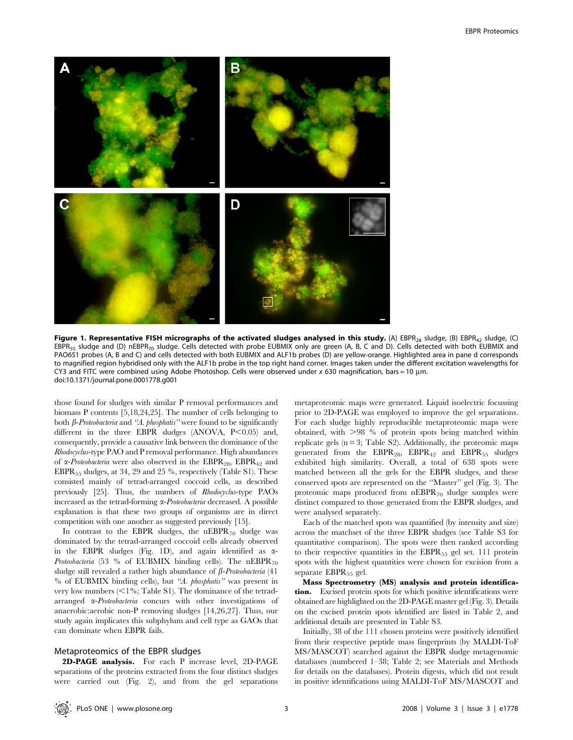**Figure 1. Representative FISH micrographs of the activated sludges analysed in this study.** (A) $EBPR_{28}$ sludge, (B) $EBPR_{42}$ sludge, (C) $EBPR_{55}$ sludge and (D) $nEBPR_{70}$ sludge. Cells detected with probe EUBMIX only are green (A, B, C and D). Cells detected with both EUBMIX and PAO651 probes (A, B and C) and cells detected with both EUBMIX and ALF1b probes (D) are yellow-orange. Highlighted area in pane d corresponds to magnified region hybridised only with the ALF1b probe in the top right hand corner. Images taken under the different excitation wavelengths for CY3 and FITC were combined using Adobe Photoshop. Cells were observed under *x* 630 magnification, bars = 10 µm.
doi:10.1371/journal.pone.0001778.g001

those found for sludges with similar P removal performances and biomass P contents [5,18,24,25]. The number of cells belonging to both *β-Proteobacteria* and *"A. phosphatis"* were found to be significantly different in the three EBPR sludges (ANOVA, $P<0.05$) and, consequently, provide a causative link between the dominance of the *Rhodocyclus*-type PAO and P removal performance. High abundances of *α-Proteobacteria* were also observed in the $EBPR_{28}$, $EBPR_{42}$ and $EBPR_{55}$ sludges, at 34, 29 and 25 %, respectively (Table S1). These consisted mainly of tetrad-arranged coccoid cells, as described previously [25]. Thus, the numbers of *Rhodocyclus*-type PAOs increased as the tetrad-forming *α-Proteobacteria* decreased. A possible explanation is that these two groups of organisms are in direct competition with one another as suggested previously [15].

In contrast to the EBPR sludges, the $nEBPR_{70}$ sludge was dominated by the tetrad-arranged coccoid cells already observed in the EBPR sludges (Fig. 1D), and again identified as *α-Proteobacteria* (53 % of EUBMIX binding cells). The $nEBPR_{70}$ sludge still revealed a rather high abundance of *β-Proteobacteria* (41 % of EUBMIX binding cells), but *"A. phosphatis"* was present in very low numbers (<1%; Table S1). The dominance of the tetrad-arranged *α-Proteobacteria* concurs with other investigations of anaerobic:aerobic non-P removing sludges [14,26,27]. Thus, our study again implicates this subphylum and cell type as GAOs that can dominate when EBPR fails.

## Metaproteomics of the EBPR sludges

**2D-PAGE analysis.** For each P increase level, 2D-PAGE separations of the proteins extracted from the four distinct sludges were carried out (Fig. 2), and from the gel separations metaproteomic maps were generated. Liquid isoelectric focussing prior to 2D-PAGE was employed to improve the gel separations. For each sludge highly reproducible metaproteomic maps were obtained, with >98 % of protein spots being matched within replicate gels (n = 3; Table S2). Additionally, the proteomic maps generated from the $EBPR_{28}$, $EBPR_{42}$ and $EBPR_{55}$ sludges exhibited high similarity. Overall, a total of 638 spots were matched between all the gels for the EBPR sludges, and these conserved spots are represented on the "Master" gel (Fig. 3). The proteomic maps produced from $nEBPR_{70}$ sludge samples were distinct compared to those generated from the EBPR sludges, and were analysed separately.

Each of the matched spots was quantified (by intensity and size) across the matchset of the three EBPR sludges (see Table S3 for quantitative comparison). The spots were then ranked according to their respective quantities in the $EBPR_{55}$ gel set. 111 protein spots with the highest quantities were chosen for excision from a separate $EBPR_{55}$ gel.

**Mass Spectrometry (MS) analysis and protein identification.** Excised protein spots for which positive identifications were obtained are highlighted on the 2D-PAGE master gel (Fig. 3). Details on the excised protein spots identified are listed in Table 2, and additional details are presented in Table S3.

Initially, 38 of the 111 chosen proteins were positively identified from their respective peptide mass fingerprints (by MALDI-ToF MS/MASCOT) searched against the EBPR sludge metagenomic databases (numbered 1–38; Table 2; see Materials and Methods for details on the databases). Protein digests, which did not result in positive identifications using MALDI-ToF MS/MASCOT and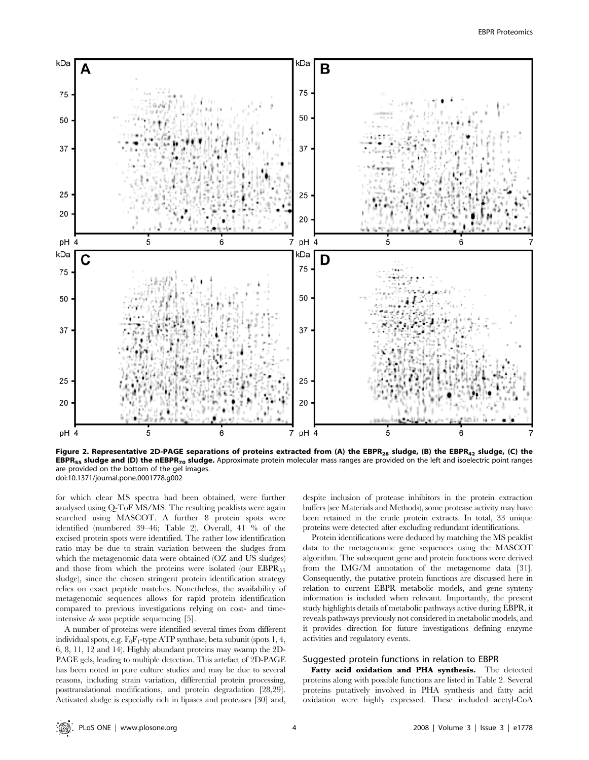**Figure 2. Representative 2D-PAGE separations of proteins extracted from (A) the $EBPR_{28}$ sludge, (B) the $EBPR_{42}$ sludge, (C) the $EBPR_{55}$ sludge and (D) the $nEBPR_{70}$ sludge.** Approximate protein molecular mass ranges are provided on the left and isoelectric point ranges are provided on the bottom of the gel images.
doi:10.1371/journal.pone.0001778.g002

for which clear MS spectra had been obtained, were further analysed using Q-ToF MS/MS. The resulting peaklists were again searched using MASCOT. A further 8 protein spots were identified (numbered 39–46; Table 2). Overall, 41 % of the excised protein spots were identified. The rather low identification ratio may be due to strain variation between the sludges from which the metagenomic data were obtained (OZ and US sludges) and those from which the proteins were isolated (our $EBPR_{55}$ sludge), since the chosen stringent protein identification strategy relies on exact peptide matches. Nonetheless, the availability of metagenomic sequences allows for rapid protein identification compared to previous investigations relying on cost- and time-intensive *de novo* peptide sequencing [5].

A number of proteins were identified several times from different individual spots, e.g. $F_0F_1$-type ATP synthase, beta subunit (spots 1, 4, 6, 8, 11, 12 and 14). Highly abundant proteins may swamp the 2D-PAGE gels, leading to multiple detection. This artefact of 2D-PAGE has been noted in pure culture studies and may be due to several reasons, including strain variation, differential protein processing, posttranslational modifications, and protein degradation [28,29]. Activated sludge is especially rich in lipases and proteases [30] and, despite inclusion of protease inhibitors in the protein extraction buffers (see Materials and Methods), some protease activity may have been retained in the crude protein extracts. In total, 33 unique proteins were detected after excluding redundant identifications.

Protein identifications were deduced by matching the MS peaklist data to the metagenomic gene sequences using the MASCOT algorithm. The subsequent gene and protein functions were derived from the IMG/M annotation of the metagenome data [31]. Consequently, the putative protein functions are discussed here in relation to current EBPR metabolic models, and gene synteny information is included when relevant. Importantly, the present study highlights details of metabolic pathways active during EBPR, it reveals pathways previously not considered in metabolic models, and it provides direction for future investigations defining enzyme activities and regulatory events.

## Suggested protein functions in relation to EBPR

**Fatty acid oxidation and PHA synthesis.** The detected proteins along with possible functions are listed in Table 2. Several proteins putatively involved in PHA synthesis and fatty acid oxidation were highly expressed. These included acetyl-CoA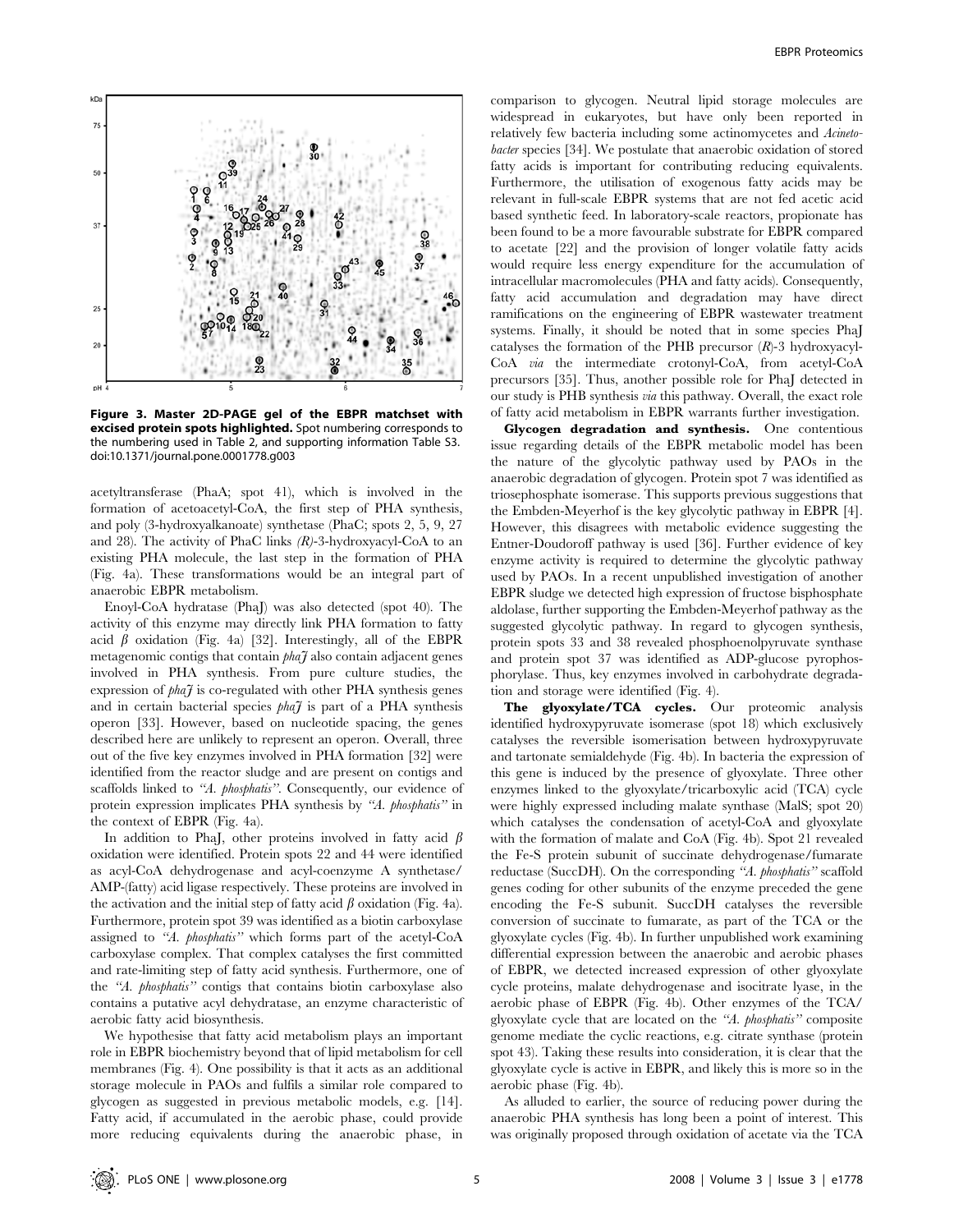**Figure 3. Master 2D-PAGE gel of the EBPR matchset with excised protein spots highlighted.** Spot numbering corresponds to the numbering used in Table 2, and supporting information Table S3. doi:10.1371/journal.pone.0001778.g003

acetyltransferase (PhaA; spot 41), which is involved in the formation of acetoacetyl-CoA, the first step of PHA synthesis, and poly (3-hydroxyalkanoate) synthetase (PhaC; spots 2, 5, 9, 27 and 28). The activity of PhaC links *(R)*-3-hydroxyacyl-CoA to an existing PHA molecule, the last step in the formation of PHA (Fig. 4a). These transformations would be an integral part of anaerobic EBPR metabolism.

Enoyl-CoA hydratase (PhaJ) was also detected (spot 40). The activity of this enzyme may directly link PHA formation to fatty acid $\beta$ oxidation (Fig. 4a) [32]. Interestingly, all of the EBPR metagenomic contigs that contain *phaJ* also contain adjacent genes involved in PHA synthesis. From pure culture studies, the expression of *phaJ* is co-regulated with other PHA synthesis genes and in certain bacterial species *phaJ* is part of a PHA synthesis operon [33]. However, based on nucleotide spacing, the genes described here are unlikely to represent an operon. Overall, three out of the five key enzymes involved in PHA formation [32] were identified from the reactor sludge and are present on contigs and scaffolds linked to "*A. phosphatis*". Consequently, our evidence of protein expression implicates PHA synthesis by "*A. phosphatis*" in the context of EBPR (Fig. 4a).

In addition to PhaJ, other proteins involved in fatty acid $\beta$ oxidation were identified. Protein spots 22 and 44 were identified as acyl-CoA dehydrogenase and acyl-coenzyme A synthetase/AMP-(fatty) acid ligase respectively. These proteins are involved in the activation and the initial step of fatty acid $\beta$ oxidation (Fig. 4a). Furthermore, protein spot 39 was identified as a biotin carboxylase assigned to "*A. phosphatis*" which forms part of the acetyl-CoA carboxylase complex. That complex catalyses the first committed and rate-limiting step of fatty acid synthesis. Furthermore, one of the "*A. phosphatis*" contigs that contains biotin carboxylase also contains a putative acyl dehydratase, an enzyme characteristic of aerobic fatty acid biosynthesis.

We hypothesise that fatty acid metabolism plays an important role in EBPR biochemistry beyond that of lipid metabolism for cell membranes (Fig. 4). One possibility is that it acts as an additional storage molecule in PAOs and fulfils a similar role compared to glycogen as suggested in previous metabolic models, e.g. [14]. Fatty acid, if accumulated in the aerobic phase, could provide more reducing equivalents during the anaerobic phase, in comparison to glycogen. Neutral lipid storage molecules are widespread in eukaryotes, but have only been reported in relatively few bacteria including some actinomycetes and *Acinetobacter* species [34]. We postulate that anaerobic oxidation of stored fatty acids is important for contributing reducing equivalents. Furthermore, the utilisation of exogenous fatty acids may be relevant in full-scale EBPR systems that are not fed acetic acid based synthetic feed. In laboratory-scale reactors, propionate has been found to be a more favourable substrate for EBPR compared to acetate [22] and the provision of longer volatile fatty acids would require less energy expenditure for the accumulation of intracellular macromolecules (PHA and fatty acids). Consequently, fatty acid accumulation and degradation may have direct ramifications on the engineering of EBPR wastewater treatment systems. Finally, it should be noted that in some species PhaJ catalyses the formation of the PHB precursor (*R*)-3 hydroxyacyl-CoA *via* the intermediate crotonyl-CoA, from acetyl-CoA precursors [35]. Thus, another possible role for PhaJ detected in our study is PHB synthesis *via* this pathway. Overall, the exact role of fatty acid metabolism in EBPR warrants further investigation.

**Glycogen degradation and synthesis.** One contentious issue regarding details of the EBPR metabolic model has been the nature of the glycolytic pathway used by PAOs in the anaerobic degradation of glycogen. Protein spot 7 was identified as triosephosphate isomerase. This supports previous suggestions that the Embden-Meyerhof is the key glycolytic pathway in EBPR [4]. However, this disagrees with metabolic evidence suggesting the Entner-Doudoroff pathway is used [36]. Further evidence of key enzyme activity is required to determine the glycolytic pathway used by PAOs. In a recent unpublished investigation of another EBPR sludge we detected high expression of fructose bisphosphate aldolase, further supporting the Embden-Meyerhof pathway as the suggested glycolytic pathway. In regard to glycogen synthesis, protein spots 33 and 38 revealed phosphoenolpyruvate synthase and protein spot 37 was identified as ADP-glucose pyrophosphorylase. Thus, key enzymes involved in carbohydrate degradation and storage were identified (Fig. 4).

**The glyoxylate/TCA cycles.** Our proteomic analysis identified hydroxypyruvate isomerase (spot 18) which exclusively catalyses the reversible isomerisation between hydroxypyruvate and tartonate semialdehyde (Fig. 4b). In bacteria the expression of this gene is induced by the presence of glyoxylate. Three other enzymes linked to the glyoxylate/tricarboxylic acid (TCA) cycle were highly expressed including malate synthase (MalS; spot 20) which catalyses the condensation of acetyl-CoA and glyoxylate with the formation of malate and CoA (Fig. 4b). Spot 21 revealed the Fe-S protein subunit of succinate dehydrogenase/fumarate reductase (SuccDH). On the corresponding "*A. phosphatis*" scaffold genes coding for other subunits of the enzyme preceded the gene encoding the Fe-S subunit. SuccDH catalyses the reversible conversion of succinate to fumarate, as part of the TCA or the glyoxylate cycles (Fig. 4b). In further unpublished work examining differential expression between the anaerobic and aerobic phases of EBPR, we detected increased expression of other glyoxylate cycle proteins, malate dehydrogenase and isocitrate lyase, in the aerobic phase of EBPR (Fig. 4b). Other enzymes of the TCA/glyoxylate cycle that are located on the "*A. phosphatis*" composite genome mediate the cyclic reactions, e.g. citrate synthase (protein spot 43). Taking these results into consideration, it is clear that the glyoxylate cycle is active in EBPR, and likely this is more so in the aerobic phase (Fig. 4b).

As alluded to earlier, the source of reducing power during the anaerobic PHA synthesis has long been a point of interest. This was originally proposed through oxidation of acetate via the TCA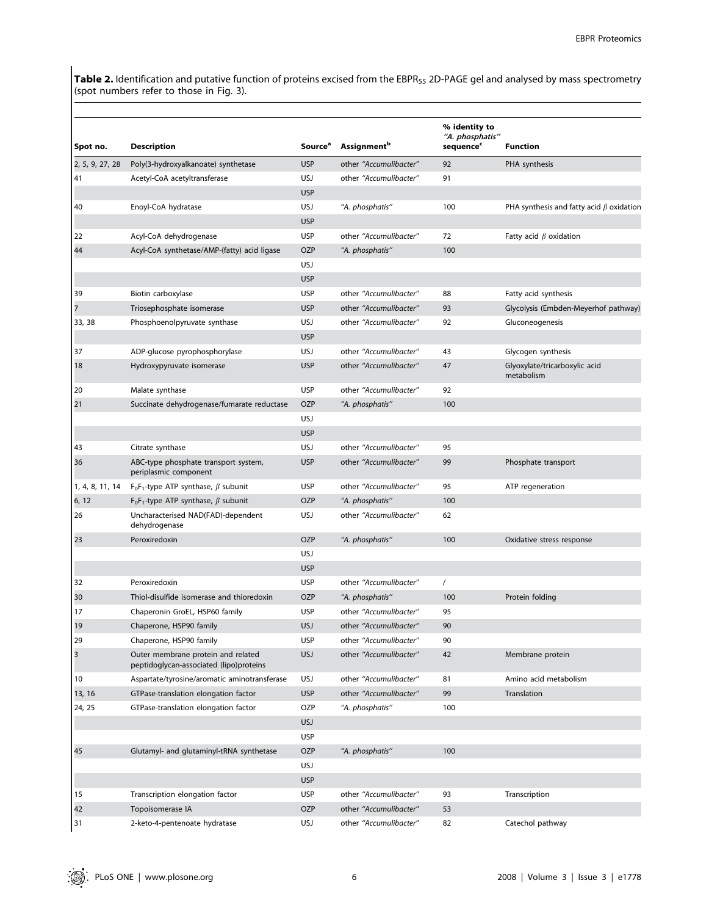**Table 2.** Identification and putative function of proteins excised from the $EBPR_{55}$ 2D-PAGE gel and analysed by mass spectrometry (spot numbers refer to those in Fig. 3).

| Spot no. | Description | Source[a] | Assignment[b] | % identity to "A. phosphatis" sequence[c] | Function |
|---|---|---|---|---|---|
| 2, 5, 9, 27, 28 | Poly(3-hydroxyalkanoate) synthetase | USP | other "*Accumulibacter*" | 92 | PHA synthesis |
| 41 | Acetyl-CoA acetyltransferase | USJ | other "*Accumulibacter*" | 91 | |
| | | USP | | | |
| 40 | Enoyl-CoA hydratase | USJ | "*A. phosphatis*" | 100 | PHA synthesis and fatty acid $\beta$ oxidation |
| | | USP | | | |
| 22 | Acyl-CoA dehydrogenase | USP | other "*Accumulibacter*" | 72 | Fatty acid $\beta$ oxidation |
| 44 | Acyl-CoA synthetase/AMP-(fatty) acid ligase | OZP | "*A. phosphatis*" | 100 | |
| | | USJ | | | |
| | | USP | | | |
| 39 | Biotin carboxylase | USP | other "*Accumulibacter*" | 88 | Fatty acid synthesis |
| 7 | Triosephosphate isomerase | USP | other "*Accumulibacter*" | 93 | Glycolysis (Embden-Meyerhof pathway) |
| 33, 38 | Phosphoenolpyruvate synthase | USJ | other "*Accumulibacter*" | 92 | Gluconeogenesis |
| | | USP | | | |
| 37 | ADP-glucose pyrophosphorylase | USJ | other "*Accumulibacter*" | 43 | Glycogen synthesis |
| 18 | Hydroxypyruvate isomerase | USP | other "*Accumulibacter*" | 47 | Glyoxylate/tricarboxylic acid metabolism |
| 20 | Malate synthase | USP | other "*Accumulibacter*" | 92 | |
| 21 | Succinate dehydrogenase/fumarate reductase | OZP | "*A. phosphatis*" | 100 | |
| | | USJ | | | |
| | | USP | | | |
| 43 | Citrate synthase | USJ | other "*Accumulibacter*" | 95 | |
| 36 | ABC-type phosphate transport system, periplasmic component | USP | other "*Accumulibacter*" | 99 | Phosphate transport |
| 1, 4, 8, 11, 14 | $F_0F_1$-type ATP synthase, $\beta$ subunit | USP | other "*Accumulibacter*" | 95 | ATP regeneration |
| 6, 12 | $F_0F_1$-type ATP synthase, $\beta$ subunit | OZP | "*A. phosphatis*" | 100 | |
| 26 | Uncharacterised NAD(FAD)-dependent dehydrogenase | USJ | other "*Accumulibacter*" | 62 | |
| 23 | Peroxiredoxin | OZP | "*A. phosphatis*" | 100 | Oxidative stress response |
| | | USJ | | | |
| | | USP | | | |
| 32 | Peroxiredoxin | USP | other "*Accumulibacter*" | / | |
| 30 | Thiol-disulfide isomerase and thioredoxin | OZP | "*A. phosphatis*" | 100 | Protein folding |
| 17 | Chaperonin GroEL, HSP60 family | USP | other "*Accumulibacter*" | 95 | |
| 19 | Chaperone, HSP90 family | USJ | other "*Accumulibacter*" | 90 | |
| 29 | Chaperone, HSP90 family | USP | other "*Accumulibacter*" | 90 | |
| 3 | Outer membrane protein and related peptidoglycan-associated (lipo)proteins | USJ | other "*Accumulibacter*" | 42 | Membrane protein |
| 10 | Aspartate/tyrosine/aromatic aminotransferase | USJ | other "*Accumulibacter*" | 81 | Amino acid metabolism |
| 13, 16 | GTPase-translation elongation factor | USP | other "*Accumulibacter*" | 99 | Translation |
| 24, 25 | GTPase-translation elongation factor | OZP | "*A. phosphatis*" | 100 | |
| | | USJ | | | |
| | | USP | | | |
| 45 | Glutamyl- and glutaminyl-tRNA synthetase | OZP | "*A. phosphatis*" | 100 | |
| | | USJ | | | |
| | | USP | | | |
| 15 | Transcription elongation factor | USP | other "*Accumulibacter*" | 93 | Transcription |
| 42 | Topoisomerase IA | OZP | other "*Accumulibacter*" | 53 | |
| 31 | 2-keto-4-pentenoate hydratase | USJ | other "*Accumulibacter*" | 82 | Catechol pathway |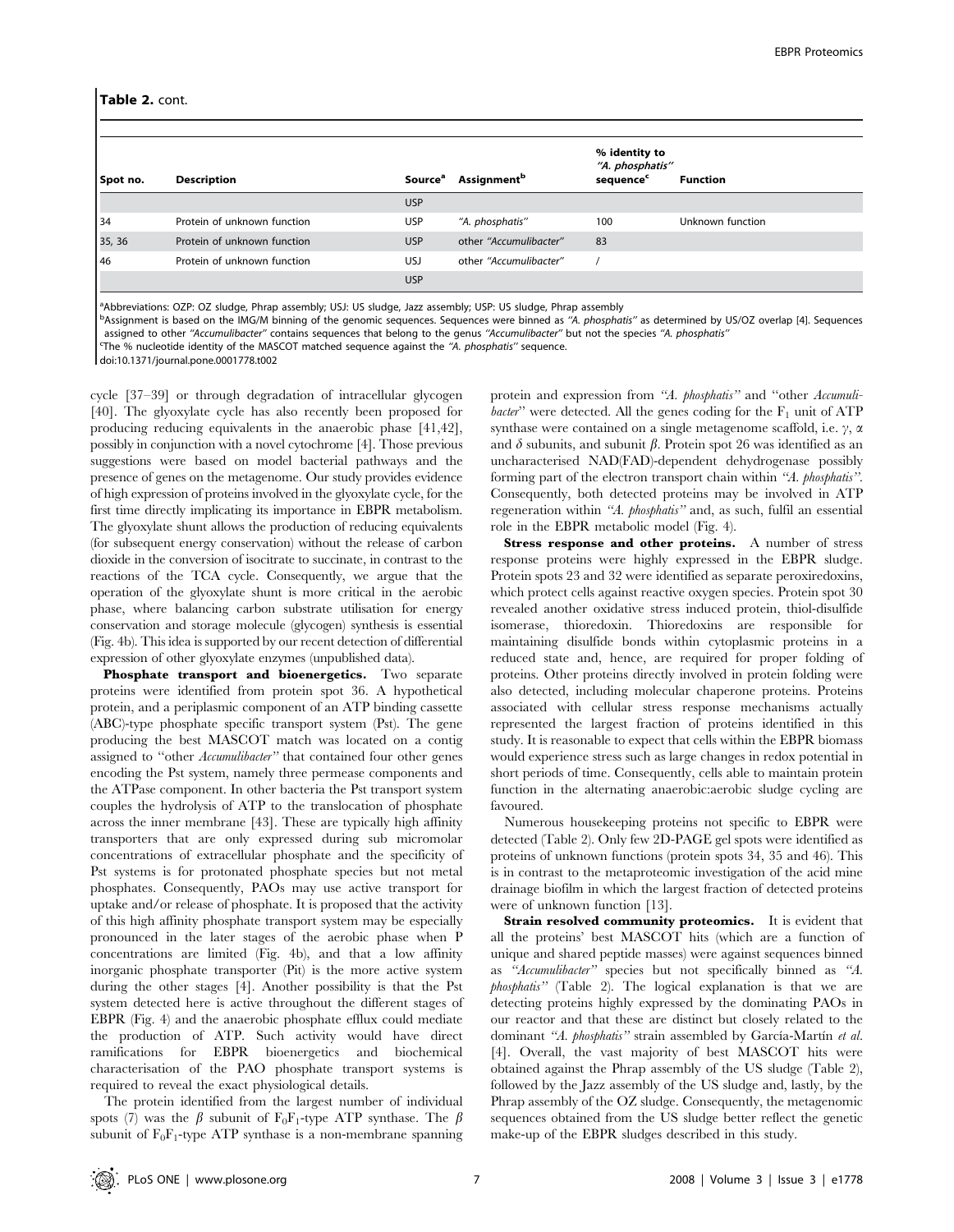**Table 2.** cont.

| Spot no. | Description | Source[a] | Assignment[b] | % identity to "A. phosphatis" sequence[c] | Function |
|---|---|---|---|---|---|
| | | USP | | | |
| 34 | Protein of unknown function | USP | "A. phosphatis" | 100 | Unknown function |
| 35, 36 | Protein of unknown function | USP | other "Accumulibacter" | 83 | |
| 46 | Protein of unknown function | USJ | other "Accumulibacter" | / | |
| | | USP | | | |

[a]Abbreviations: OZP: OZ sludge, Phrap assembly; USJ: US sludge, Jazz assembly; USP: US sludge, Phrap assembly

[b]Assignment is based on the IMG/M binning of the genomic sequences. Sequences were binned as *"A. phosphatis"* as determined by US/OZ overlap [4]. Sequences assigned to other *"Accumulibacter"* contains sequences that belong to the genus *"Accumulibacter"* but not the species *"A. phosphatis"*

[c]The % nucleotide identity of the MASCOT matched sequence against the *"A. phosphatis"* sequence.

doi:10.1371/journal.pone.0001778.t002

cycle [37–39] or through degradation of intracellular glycogen [40]. The glyoxylate cycle has also recently been proposed for producing reducing equivalents in the anaerobic phase [41,42], possibly in conjunction with a novel cytochrome [4]. Those previous suggestions were based on model bacterial pathways and the presence of genes on the metagenome. Our study provides evidence of high expression of proteins involved in the glyoxylate cycle, for the first time directly implicating its importance in EBPR metabolism. The glyoxylate shunt allows the production of reducing equivalents (for subsequent energy conservation) without the release of carbon dioxide in the conversion of isocitrate to succinate, in contrast to the reactions of the TCA cycle. Consequently, we argue that the operation of the glyoxylate shunt is more critical in the aerobic phase, where balancing carbon substrate utilisation for energy conservation and storage molecule (glycogen) synthesis is essential (Fig. 4b). This idea is supported by our recent detection of differential expression of other glyoxylate enzymes (unpublished data).

**Phosphate transport and bioenergetics.** Two separate proteins were identified from protein spot 36. A hypothetical protein, and a periplasmic component of an ATP binding cassette (ABC)-type phosphate specific transport system (Pst). The gene producing the best MASCOT match was located on a contig assigned to "other *Accumulibacter*" that contained four other genes encoding the Pst system, namely three permease components and the ATPase component. In other bacteria the Pst transport system couples the hydrolysis of ATP to the translocation of phosphate across the inner membrane [43]. These are typically high affinity transporters that are only expressed during sub micromolar concentrations of extracellular phosphate and the specificity of Pst systems is for protonated phosphate species but not metal phosphates. Consequently, PAOs may use active transport for uptake and/or release of phosphate. It is proposed that the activity of this high affinity phosphate transport system may be especially pronounced in the later stages of the aerobic phase when P concentrations are limited (Fig. 4b), and that a low affinity inorganic phosphate transporter (Pit) is the more active system during the other stages [4]. Another possibility is that the Pst system detected here is active throughout the different stages of EBPR (Fig. 4) and the anaerobic phosphate efflux could mediate the production of ATP. Such activity would have direct ramifications for EBPR bioenergetics and biochemical characterisation of the PAO phosphate transport systems is required to reveal the exact physiological details.

The protein identified from the largest number of individual spots (7) was the $\beta$ subunit of $F_0F_1$-type ATP synthase. The $\beta$ subunit of $F_0F_1$-type ATP synthase is a non-membrane spanning protein and expression from *"A. phosphatis"* and "other *Accumulibacter*" were detected. All the genes coding for the $F_1$ unit of ATP synthase were contained on a single metagenome scaffold, i.e. $\gamma$, $\alpha$ and $\delta$ subunits, and subunit $\beta$. Protein spot 26 was identified as an uncharacterised NAD(FAD)-dependent dehydrogenase possibly forming part of the electron transport chain within *"A. phosphatis"*. Consequently, both detected proteins may be involved in ATP regeneration within *"A. phosphatis"* and, as such, fulfil an essential role in the EBPR metabolic model (Fig. 4).

**Stress response and other proteins.** A number of stress response proteins were highly expressed in the EBPR sludge. Protein spots 23 and 32 were identified as separate peroxiredoxins, which protect cells against reactive oxygen species. Protein spot 30 revealed another oxidative stress induced protein, thiol-disulfide isomerase, thioredoxin. Thioredoxins are responsible for maintaining disulfide bonds within cytoplasmic proteins in a reduced state and, hence, are required for proper folding of proteins. Other proteins directly involved in protein folding were also detected, including molecular chaperone proteins. Proteins associated with cellular stress response mechanisms actually represented the largest fraction of proteins identified in this study. It is reasonable to expect that cells within the EBPR biomass would experience stress such as large changes in redox potential in short periods of time. Consequently, cells able to maintain protein function in the alternating anaerobic:aerobic sludge cycling are favoured.

Numerous housekeeping proteins not specific to EBPR were detected (Table 2). Only few 2D-PAGE gel spots were identified as proteins of unknown functions (protein spots 34, 35 and 46). This is in contrast to the metaproteomic investigation of the acid mine drainage biofilm in which the largest fraction of detected proteins were of unknown function [13].

**Strain resolved community proteomics.** It is evident that all the proteins' best MASCOT hits (which are a function of unique and shared peptide masses) were against sequences binned as *"Accumulibacter"* species but not specifically binned as *"A. phosphatis"* (Table 2). The logical explanation is that we are detecting proteins highly expressed by the dominating PAOs in our reactor and that these are distinct but closely related to the dominant *"A. phosphatis"* strain assembled by García-Martín *et al.* [4]. Overall, the vast majority of best MASCOT hits were obtained against the Phrap assembly of the US sludge (Table 2), followed by the Jazz assembly of the US sludge and, lastly, by the Phrap assembly of the OZ sludge. Consequently, the metagenomic sequences obtained from the US sludge better reflect the genetic make-up of the EBPR sludges described in this study.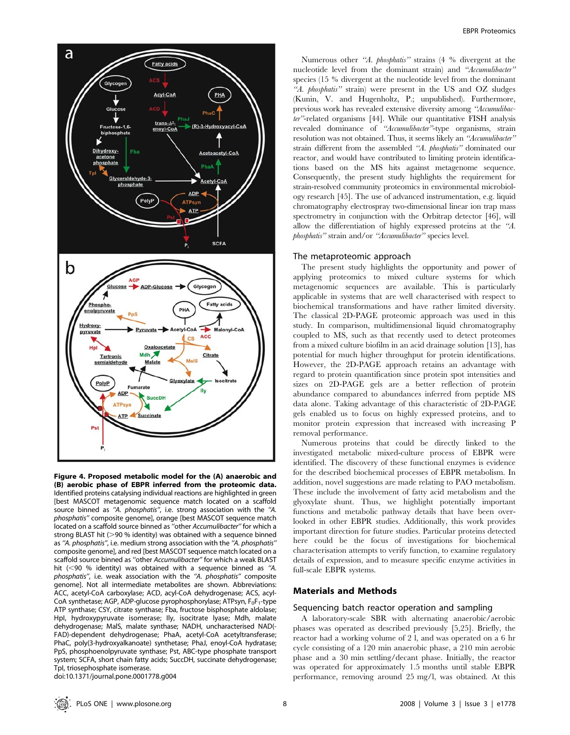**Figure 4. Proposed metabolic model for the (A) anaerobic and (B) aerobic phase of EBPR inferred from the proteomic data.** Identified proteins catalysing individual reactions are highlighted in green [best MASCOT metagenomic sequence match located on a scaffold source binned as *"A. phosphatis"*, i.e. strong association with the *"A. phosphatis"* composite genome], orange [best MASCOT sequence match located on a scaffold source binned as "other *Accumulibacter*" for which a strong BLAST hit (>90 % identity) was obtained with a sequence binned as *"A. phosphatis"*, i.e. medium strong association with the *"A. phosphatis"* composite genome], and red [best MASCOT sequence match located on a scaffold source binned as "other *Accumulibacter*" for which a weak BLAST hit (<90 % identity) was obtained with a sequence binned as *"A. phosphatis"*, i.e. weak association with the *"A. phosphatis"* composite genome]. Not all intermediate metabolites are shown. Abbreviations: ACC, acetyl-CoA carboxylase; ACD, acyl-CoA dehydrogenase; ACS, acyl-CoA synthetase; AGP, ADP-glucose pyrophosphorylase; ATPsyn, $F_0F_1$-type ATP synthase; CSY, citrate synthase; Fba, fructose bisphosphate aldolase; Hpl, hydroxypyruvate isomerase; Ily, isocitrate lyase; Mdh, malate dehydrogenase; MalS, malate synthase; NADH, uncharacterised NAD(-FAD)-dependent dehydrogenase; PhaA, acetyl-CoA acetyltransferase; PhaC, poly(3-hydroxyalkanoate) synthetase; PhaJ, enoyl-CoA hydratase; PpS, phosphoenolpyruvate synthase; Pst, ABC-type phosphate transport system; SCFA, short chain fatty acids; SuccDH, succinate dehydrogenase; Tpl, triosephosphate isomerase.
doi:10.1371/journal.pone.0001778.g004

Numerous other *"A. phosphatis"* strains (4 % divergent at the nucleotide level from the dominant strain) and *"Accumulibacter"* species (15 % divergent at the nucleotide level from the dominant *"A. phosphatis"* strain) were present in the US and OZ sludges (Kunin, V. and Hugenholtz, P.; unpublished). Furthermore, previous work has revealed extensive diversity among *"Accumulibacter"*-related organisms [44]. While our quantitative FISH analysis revealed dominance of *"Accumulibacter"*-type organisms, strain resolution was not obtained. Thus, it seems likely an *"Accumulibacter"* strain different from the assembled *"A. phosphatis"* dominated our reactor, and would have contributed to limiting protein identifications based on the MS hits against metagenome sequence. Consequently, the present study highlights the requirement for strain-resolved community proteomics in environmental microbiology research [45]. The use of advanced instrumentation, e.g. liquid chromatography electrospray two-dimensional linear ion trap mass spectrometry in conjunction with the Orbitrap detector [46], will allow the differentiation of highly expressed proteins at the *"A. phosphatis"* strain and/or *"Accumulibacter"* species level.

## The metaproteomic approach

The present study highlights the opportunity and power of applying proteomics to mixed culture systems for which metagenomic sequences are available. This is particularly applicable in systems that are well characterised with respect to biochemical transformations and have rather limited diversity. The classical 2D-PAGE proteomic approach was used in this study. In comparison, multidimensional liquid chromatography coupled to MS, such as that recently used to detect proteomes from a mixed culture biofilm in an acid drainage solution [13], has potential for much higher throughput for protein identifications. However, the 2D-PAGE approach retains an advantage with regard to protein quantification since protein spot intensities and sizes on 2D-PAGE gels are a better reflection of protein abundance compared to abundances inferred from peptide MS data alone. Taking advantage of this characteristic of 2D-PAGE gels enabled us to focus on highly expressed proteins, and to monitor protein expression that increased with increasing P removal performance.

Numerous proteins that could be directly linked to the investigated metabolic mixed-culture process of EBPR were identified. The discovery of these functional enzymes is evidence for the described biochemical processes of EBPR metabolism. In addition, novel suggestions are made relating to PAO metabolism. These include the involvement of fatty acid metabolism and the glyoxylate shunt. Thus, we highlight potentially important functions and metabolic pathway details that have been overlooked in other EBPR studies. Additionally, this work provides important direction for future studies. Particular proteins detected here could be the focus of investigations for biochemical characterisation attempts to verify function, to examine regulatory details of expression, and to measure specific enzyme activities in full-scale EBPR systems.

# Materials and Methods

## Sequencing batch reactor operation and sampling

A laboratory-scale SBR with alternating anaerobic/aerobic phases was operated as described previously [5,25]. Briefly, the reactor had a working volume of 2 l, and was operated on a 6 hr cycle consisting of a 120 min anaerobic phase, a 210 min aerobic phase and a 30 min settling/decant phase. Initially, the reactor was operated for approximately 1.5 months until stable EBPR performance, removing around 25 mg/l, was obtained. At this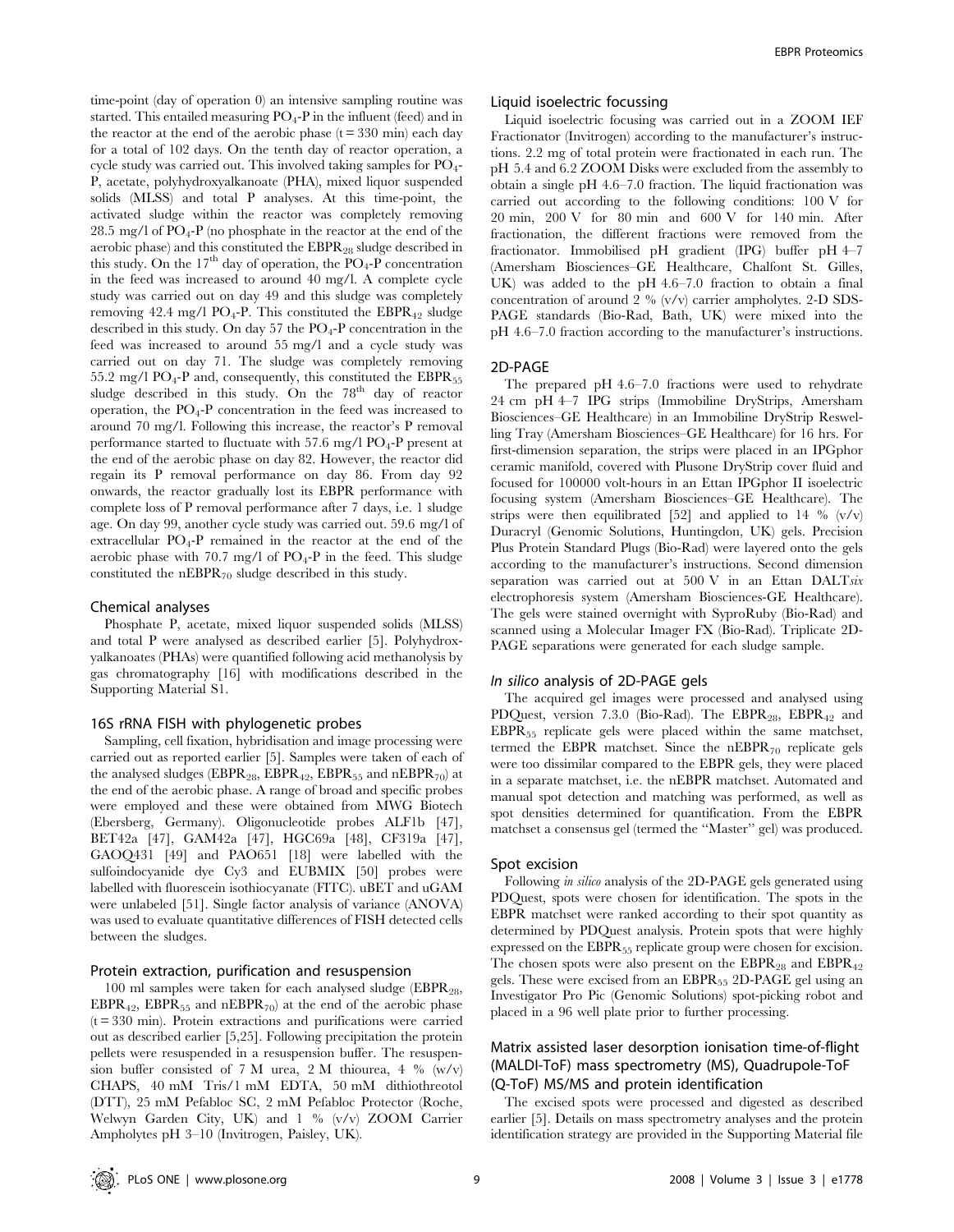time-point (day of operation 0) an intensive sampling routine was started. This entailed measuring $PO_4$-P in the influent (feed) and in the reactor at the end of the aerobic phase (t = 330 min) each day for a total of 102 days. On the tenth day of reactor operation, a cycle study was carried out. This involved taking samples for $PO_4$-P, acetate, polyhydroxyalkanoate (PHA), mixed liquor suspended solids (MLSS) and total P analyses. At this time-point, the activated sludge within the reactor was completely removing 28.5 mg/l of $PO_4$-P (no phosphate in the reactor at the end of the aerobic phase) and this constituted the $EBPR_{28}$ sludge described in this study. On the 17[th] day of operation, the $PO_4$-P concentration in the feed was increased to around 40 mg/l. A complete cycle study was carried out on day 49 and this sludge was completely removing 42.4 mg/l $PO_4$-P. This constituted the $EBPR_{42}$ sludge described in this study. On day 57 the $PO_4$-P concentration in the feed was increased to around 55 mg/l and a cycle study was carried out on day 71. The sludge was completely removing 55.2 mg/l $PO_4$-P and, consequently, this constituted the $EBPR_{55}$ sludge described in this study. On the 78[th] day of reactor operation, the $PO_4$-P concentration in the feed was increased to around 70 mg/l. Following this increase, the reactor's P removal performance started to fluctuate with 57.6 mg/l $PO_4$-P present at the end of the aerobic phase on day 82. However, the reactor did regain its P removal performance on day 86. From day 92 onwards, the reactor gradually lost its EBPR performance with complete loss of P removal performance after 7 days, i.e. 1 sludge age. On day 99, another cycle study was carried out. 59.6 mg/l of extracellular $PO_4$-P remained in the reactor at the end of the aerobic phase with 70.7 mg/l of $PO_4$-P in the feed. This sludge constituted the $nEBPR_{70}$ sludge described in this study.

### Chemical analyses

Phosphate P, acetate, mixed liquor suspended solids (MLSS) and total P were analysed as described earlier [5]. Polyhydroxyalkanoates (PHAs) were quantified following acid methanolysis by gas chromatography [16] with modifications described in the Supporting Material S1.

### 16S rRNA FISH with phylogenetic probes

Sampling, cell fixation, hybridisation and image processing were carried out as reported earlier [5]. Samples were taken of each of the analysed sludges ($EBPR_{28}$, $EBPR_{42}$, $EBPR_{55}$ and $nEBPR_{70}$) at the end of the aerobic phase. A range of broad and specific probes were employed and these were obtained from MWG Biotech (Ebersberg, Germany). Oligonucleotide probes ALF1b [47], BET42a [47], GAM42a [47], HGC69a [48], CF319a [47], GAOQ431 [49] and PAO651 [18] were labelled with the sulfoindocyanide dye Cy3 and EUBMIX [50] probes were labelled with fluorescein isothiocyanate (FITC). uBET and uGAM were unlabeled [51]. Single factor analysis of variance (ANOVA) was used to evaluate quantitative differences of FISH detected cells between the sludges.

### Protein extraction, purification and resuspension

100 ml samples were taken for each analysed sludge ($EBPR_{28}$, $EBPR_{42}$, $EBPR_{55}$ and $nEBPR_{70}$) at the end of the aerobic phase (t = 330 min). Protein extractions and purifications were carried out as described earlier [5,25]. Following precipitation the protein pellets were resuspended in a resuspension buffer. The resuspension buffer consisted of 7 M urea, 2 M thiourea, 4 % (w/v) CHAPS, 40 mM Tris/1 mM EDTA, 50 mM dithiothreotol (DTT), 25 mM Pefabloc SC, 2 mM Pefabloc Protector (Roche, Welwyn Garden City, UK) and 1 % (v/v) ZOOM Carrier Ampholytes pH 3–10 (Invitrogen, Paisley, UK).

### Liquid isoelectric focussing

Liquid isoelectric focusing was carried out in a ZOOM IEF Fractionator (Invitrogen) according to the manufacturer's instructions. 2.2 mg of total protein were fractionated in each run. The pH 5.4 and 6.2 ZOOM Disks were excluded from the assembly to obtain a single pH 4.6–7.0 fraction. The liquid fractionation was carried out according to the following conditions: 100 V for 20 min, 200 V for 80 min and 600 V for 140 min. After fractionation, the different fractions were removed from the fractionator. Immobilised pH gradient (IPG) buffer pH 4–7 (Amersham Biosciences–GE Healthcare, Chalfont St. Gilles, UK) was added to the pH 4.6–7.0 fraction to obtain a final concentration of around 2 % (v/v) carrier ampholytes. 2-D SDS-PAGE standards (Bio-Rad, Bath, UK) were mixed into the pH 4.6–7.0 fraction according to the manufacturer's instructions.

### 2D-PAGE

The prepared pH 4.6–7.0 fractions were used to rehydrate 24 cm pH 4–7 IPG strips (Immobiline DryStrips, Amersham Biosciences–GE Healthcare) in an Immobiline DryStrip Reswelling Tray (Amersham Biosciences–GE Healthcare) for 16 hrs. For first-dimension separation, the strips were placed in an IPGphor ceramic manifold, covered with Plusone DryStrip cover fluid and focused for 100000 volt-hours in an Ettan IPGphor II isoelectric focusing system (Amersham Biosciences–GE Healthcare). The strips were then equilibrated [52] and applied to 14 % (v/v) Duracryl (Genomic Solutions, Huntingdon, UK) gels. Precision Plus Protein Standard Plugs (Bio-Rad) were layered onto the gels according to the manufacturer's instructions. Second dimension separation was carried out at 500 V in an Ettan DALT*six* electrophoresis system (Amersham Biosciences-GE Healthcare). The gels were stained overnight with SyproRuby (Bio-Rad) and scanned using a Molecular Imager FX (Bio-Rad). Triplicate 2D-PAGE separations were generated for each sludge sample.

### *In silico* analysis of 2D-PAGE gels

The acquired gel images were processed and analysed using PDQuest, version 7.3.0 (Bio-Rad). The $EBPR_{28}$, $EBPR_{42}$ and $EBPR_{55}$ replicate gels were placed within the same matchset, termed the EBPR matchset. Since the $nEBPR_{70}$ replicate gels were too dissimilar compared to the EBPR gels, they were placed in a separate matchset, i.e. the nEBPR matchset. Automated and manual spot detection and matching was performed, as well as spot densities determined for quantification. From the EBPR matchset a consensus gel (termed the "Master" gel) was produced.

### Spot excision

Following *in silico* analysis of the 2D-PAGE gels generated using PDQuest, spots were chosen for identification. The spots in the EBPR matchset were ranked according to their spot quantity as determined by PDQuest analysis. Protein spots that were highly expressed on the $EBPR_{55}$ replicate group were chosen for excision. The chosen spots were also present on the $EBPR_{28}$ and $EBPR_{42}$ gels. These were excised from an $EBPR_{55}$ 2D-PAGE gel using an Investigator Pro Pic (Genomic Solutions) spot-picking robot and placed in a 96 well plate prior to further processing.

### Matrix assisted laser desorption ionisation time-of-flight (MALDI-ToF) mass spectrometry (MS), Quadrupole-ToF (Q-ToF) MS/MS and protein identification

The excised spots were processed and digested as described earlier [5]. Details on mass spectrometry analyses and the protein identification strategy are provided in the Supporting Material file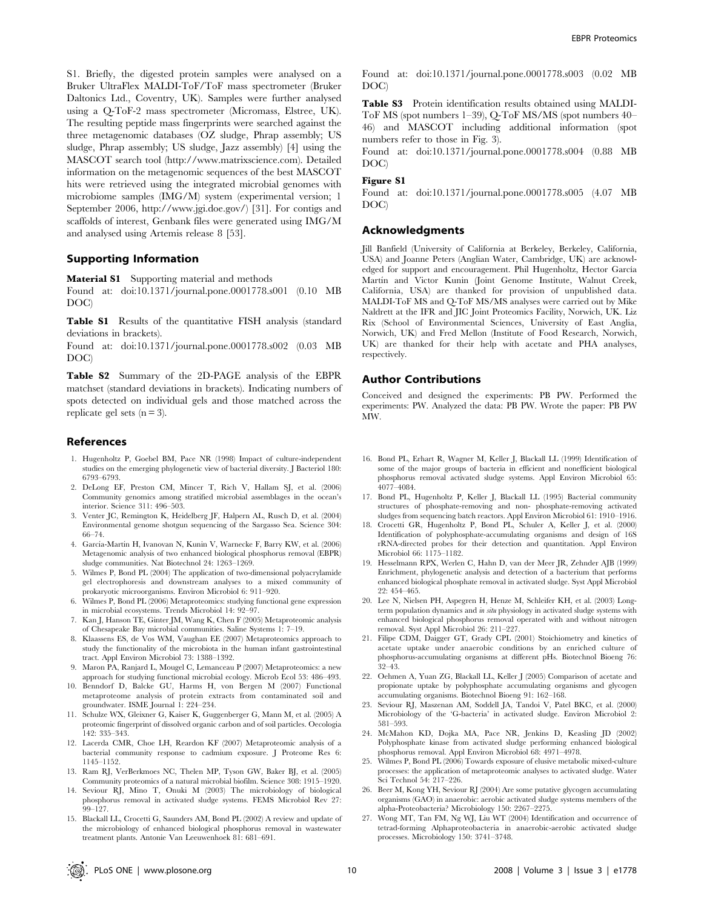S1. Briefly, the digested protein samples were analysed on a Bruker UltraFlex MALDI-ToF/ToF mass spectrometer (Bruker Daltonics Ltd., Coventry, UK). Samples were further analysed using a Q-ToF-2 mass spectrometer (Micromass, Elstree, UK). The resulting peptide mass fingerprints were searched against the three metagenomic databases (OZ sludge, Phrap assembly; US sludge, Phrap assembly; US sludge, Jazz assembly) [4] using the MASCOT search tool (http://www.matrixscience.com). Detailed information on the metagenomic sequences of the best MASCOT hits were retrieved using the integrated microbial genomes with microbiome samples (IMG/M) system (experimental version; 1 September 2006, http://www.jgi.doe.gov/) [31]. For contigs and scaffolds of interest, Genbank files were generated using IMG/M and analysed using Artemis release 8 [53].

## Supporting Information

**Material S1** Supporting material and methods

Found at: doi:10.1371/journal.pone.0001778.s001 (0.10 MB DOC)

**Table S1** Results of the quantitative FISH analysis (standard deviations in brackets).

Found at: doi:10.1371/journal.pone.0001778.s002 (0.03 MB DOC)

**Table S2** Summary of the 2D-PAGE analysis of the EBPR matchset (standard deviations in brackets). Indicating numbers of spots detected on individual gels and those matched across the replicate gel sets (n = 3).

Found at: doi:10.1371/journal.pone.0001778.s003 (0.02 MB DOC)

**Table S3** Protein identification results obtained using MALDI-ToF MS (spot numbers 1–39), Q-ToF MS/MS (spot numbers 40–46) and MASCOT including additional information (spot numbers refer to those in Fig. 3).

Found at: doi:10.1371/journal.pone.0001778.s004 (0.88 MB DOC)

**Figure S1**

Found at: doi:10.1371/journal.pone.0001778.s005 (4.07 MB DOC)

## Acknowledgments

Jill Banfield (University of California at Berkeley, Berkeley, California, USA) and Joanne Peters (Anglian Water, Cambridge, UK) are acknowledged for support and encouragement. Phil Hugenholtz, Hector García Martín and Victor Kunin (Joint Genome Institute, Walnut Creek, California, USA) are thanked for provision of unpublished data. MALDI-ToF MS and Q-ToF MS/MS analyses were carried out by Mike Naldrett at the IFR and JIC Joint Proteomics Facility, Norwich, UK. Liz Rix (School of Environmental Sciences, University of East Anglia, Norwich, UK) and Fred Mellon (Institute of Food Research, Norwich, UK) are thanked for their help with acetate and PHA analyses, respectively.

## Author Contributions

Conceived and designed the experiments: PB PW. Performed the experiments: PW. Analyzed the data: PB PW. Wrote the paper: PB PW MW.

## References

1. Hugenholtz P, Goebel BM, Pace NR (1998) Impact of culture-independent studies on the emerging phylogenetic view of bacterial diversity. J Bacteriol 180: 6793–6793.
2. DeLong EF, Preston CM, Mincer T, Rich V, Hallam SJ, et al. (2006) Community genomics among stratified microbial assemblages in the ocean's interior. Science 311: 496–503.
3. Venter JC, Remington K, Heidelberg JF, Halpern AL, Rusch D, et al. (2004) Environmental genome shotgun sequencing of the Sargasso Sea. Science 304: 66–74.
4. Garcia-Martin H, Ivanovan N, Kunin V, Warnecke F, Barry KW, et al. (2006) Metagenomic analysis of two enhanced biological phosphorus removal (EBPR) sludge communities. Nat Biotechnol 24: 1263–1269.
5. Wilmes P, Bond PL (2004) The application of two-dimensional polyacrylamide gel electrophoresis and downstream analyses to a mixed community of prokaryotic microorganisms. Environ Microbiol 6: 911–920.
6. Wilmes P, Bond PL (2006) Metaproteomics: studying functional gene expression in microbial ecosystems. Trends Microbiol 14: 92–97.
7. Kan J, Hanson TE, Ginter JM, Wang K, Chen F (2005) Metaproteomic analysis of Chesapeake Bay microbial communities. Saline Systems 1: 7–19.
8. Klaassens ES, de Vos WM, Vaughan EE (2007) Metaproteomics approach to study the functionality of the microbiota in the human infant gastrointestinal tract. Appl Environ Microbiol 73: 1388–1392.
9. Maron PA, Ranjard L, Mougel C, Lemanceau P (2007) Metaproteomics: a new approach for studying functional microbial ecology. Microb Ecol 53: 486–493.
10. Benndorf D, Balcke GU, Harms H, von Bergen M (2007) Functional metaproteome analysis of protein extracts from contaminated soil and groundwater. ISME Journal 1: 224–234.
11. Schulze WX, Gleixner G, Kaiser K, Guggenberger G, Mann M, et al. (2005) A proteomic fingerprint of dissolved organic carbon and of soil particles. Oecologia 142: 335–343.
12. Lacerda CMR, Choe LH, Reardon KF (2007) Metaproteomic analysis of a bacterial community response to cadmium exposure. J Proteome Res 6: 1145–1152.
13. Ram RJ, VerBerkmoes NC, Thelen MP, Tyson GW, Baker BJ, et al. (2005) Community proteomics of a natural microbial biofilm. Science 308: 1915–1920.
14. Seviour RJ, Mino T, Onuki M (2003) The microbiology of biological phosphorus removal in activated sludge systems. FEMS Microbiol Rev 27: 99–127.
15. Blackall LL, Crocetti G, Saunders AM, Bond PL (2002) A review and update of the microbiology of enhanced biological phosphorus removal in wastewater treatment plants. Antonie Van Leeuwenhoek 81: 681–691.
16. Bond PL, Erhart R, Wagner M, Keller J, Blackall LL (1999) Identification of some of the major groups of bacteria in efficient and nonefficient biological phosphorus removal activated sludge systems. Appl Environ Microbiol 65: 4077–4084.
17. Bond PL, Hugenholtz P, Keller J, Blackall LL (1995) Bacterial community structures of phosphate-removing and non- phosphate-removing activated sludges from sequencing batch reactors. Appl Environ Microbiol 61: 1910–1916.
18. Crocetti GR, Hugenholtz P, Bond PL, Schuler A, Keller J, et al. (2000) Identification of polyphosphate-accumulating organisms and design of 16S rRNA-directed probes for their detection and quantitation. Appl Environ Microbiol 66: 1175–1182.
19. Hesselmann RPX, Werlen C, Hahn D, van der Meer JR, Zehnder AJB (1999) Enrichment, phylogenetic analysis and detection of a bacterium that performs enhanced biological phosphate removal in activated sludge. Syst Appl Microbiol 22: 454–465.
20. Lee N, Nielsen PH, Aspegren H, Henze M, Schleifer KH, et al. (2003) Long-term population dynamics and *in situ* physiology in activated sludge systems with enhanced biological phosphorus removal operated with and without nitrogen removal. Syst Appl Microbiol 26: 211–227.
21. Filipe CDM, Daigger GT, Grady CPL (2001) Stoichiometry and kinetics of acetate uptake under anaerobic conditions by an enriched culture of phosphorus-accumulating organisms at different pHs. Biotechnol Bioeng 76: 32–43.
22. Oehmen A, Yuan ZG, Blackall LL, Keller J (2005) Comparison of acetate and propionate uptake by polyphosphate accumulating organisms and glycogen accumulating organisms. Biotechnol Bioeng 91: 162–168.
23. Seviour RJ, Maszenan AM, Soddell JA, Tandoi V, Patel BKC, et al. (2000) Microbiology of the 'G-bacteria' in activated sludge. Environ Microbiol 2: 581–593.
24. McMahon KD, Dojka MA, Pace NR, Jenkins D, Keasling JD (2002) Polyphosphate kinase from activated sludge performing enhanced biological phosphorus removal. Appl Environ Microbiol 68: 4971–4978.
25. Wilmes P, Bond PL (2006) Towards exposure of elusive metabolic mixed-culture processes: the application of metaproteomic analyses to activated sludge. Water Sci Technol 54: 217–226.
26. Beer M, Kong YH, Seviour RJ (2004) Are some putative glycogen accumulating organisms (GAO) in anaerobic: aerobic activated sludge systems members of the alpha-Proteobacteria? Microbiology 150: 2267–2275.
27. Wong MT, Tan FM, Ng WJ, Liu WT (2004) Identification and occurrence of tetrad-forming Alphaproteobacteria in anaerobic-aerobic activated sludge processes. Microbiology 150: 3741–3748.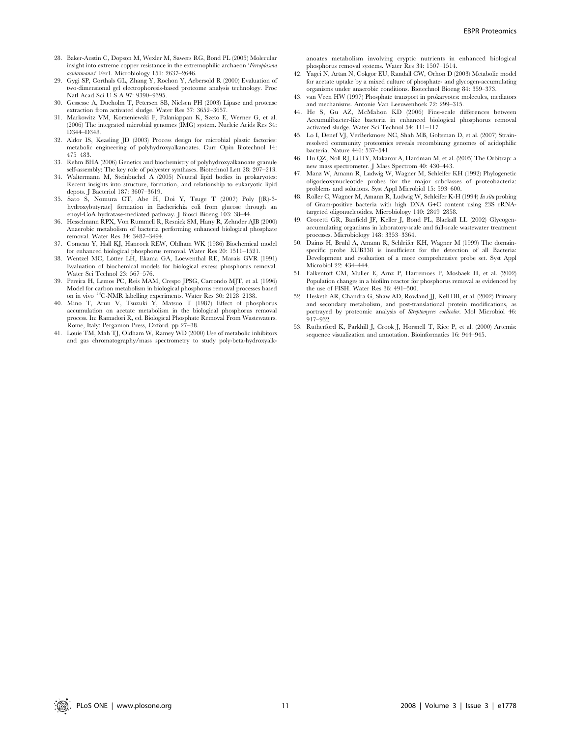28. Baker-Austin C, Dopson M, Wexler M, Sawers RG, Bond PL (2005) Molecular insight into extreme copper resistance in the extremophilic archaeon '*Ferroplasma acidarmanus*' Fer1. Microbiology 151: 2637–2646.
29. Gygi SP, Corthals GL, Zhang Y, Rochon Y, Aebersold R (2000) Evaluation of two-dimensional gel electrophoresis-based proteome analysis technology. Proc Natl Acad Sci U S A 97: 9390–9395.
30. Gessesse A, Dueholm T, Petersen SB, Nielsen PH (2003) Lipase and protease extraction from activated sludge. Water Res 37: 3652–3657.
31. Markowitz VM, Korzeniewski F, Palaniappan K, Szeto E, Werner G, et al. (2006) The integrated microbial genomes (IMG) system. Nucleic Acids Res 34: D344–D348.
32. Aldor IS, Keasling JD (2003) Process design for microbial plastic factories: metabolic engineering of polyhydroxyalkanoates. Curr Opin Biotechnol 14: 475–483.
33. Rehm BHA (2006) Genetics and biochemistry of polyhydroxyalkanoate granule self-assembly: The key role of polyester synthases. Biotechnol Lett 28: 207–213.
34. Waltermann M, Steinbuchel A (2005) Neutral lipid bodies in prokaryotes: Recent insights into structure, formation, and relationship to eukaryotic lipid depots. J Bacteriol 187: 3607–3619.
35. Sato S, Nomura CT, Abe H, Doi Y, Tsuge T (2007) Poly [(R)-3-hydroxybutyrate] formation in Escherichia coli from glucose through an enoyl-CoA hydratase-mediated pathway. J Biosci Bioeng 103: 38–44.
36. Hesselmann RPX, Von Rummell R, Resnick SM, Hany R, Zehnder AJB (2000) Anaerobic metabolism of bacteria performing enhanced biological phosphate removal. Water Res 34: 3487–3494.
37. Comeau Y, Hall KJ, Hancock REW, Oldham WK (1986) Biochemical model for enhanced biological phosphorus removal. Water Res 20: 1511–1521.
38. Wentzel MC, Lötter LH, Ekama GA, Loewenthal RE, Marais GVR (1991) Evaluation of biochemical models for biological excess phosphorus removal. Water Sci Technol 23: 567–576.
39. Pereira H, Lemos PC, Reis MAM, Crespo JPSG, Carrondo MJT, et al. (1996) Model for carbon metabolism in biological phosphorus removal processes based on in vivo $^{13}$C-NMR labelling experiments. Water Res 30: 2128–2138.
40. Mino T, Arun V, Tsuzuki Y, Matsuo T (1987) Effect of phosphorus accumulation on acetate metabolism in the biological phosphorus removal process. In: Ramadori R, ed. Biological Phosphate Removal From Wastewaters. Rome, Italy: Pergamon Press, Oxford. pp 27–38.
41. Louie TM, Mah TJ, Oldham W, Ramey WD (2000) Use of metabolic inhibitors and gas chromatography/mass spectrometry to study poly-beta-hydroxyalkanoates metabolism involving cryptic nutrients in enhanced biological phosphorus removal systems. Water Res 34: 1507–1514.
42. Yagci N, Artan N, Cokgor EU, Randall CW, Orhon D (2003) Metabolic model for acetate uptake by a mixed culture of phosphate- and glycogen-accumulating organisms under anaerobic conditions. Biotechnol Bioeng 84: 359–373.
43. van Veen HW (1997) Phosphate transport in prokaryotes: molecules, mediators and mechanisms. Antonie Van Leeuwenhoek 72: 299–315.
44. He S, Gu AZ, McMahon KD (2006) Fine-scale differences between Accumulibacter-like bacteria in enhanced biological phosphorus removal activated sludge. Water Sci Technol 54: 111–117.
45. Lo I, Denef VJ, VerBerkmoes NC, Shah MB, Goltsman D, et al. (2007) Strain-resolved community proteomics reveals recombining genomes of acidophilic bacteria. Nature 446: 537–541.
46. Hu QZ, Noll RJ, Li HY, Makarov A, Hardman M, et al. (2005) The Orbitrap: a new mass spectrometer. J Mass Spectrom 40: 430–443.
47. Manz W, Amann R, Ludwig W, Wagner M, Schleifer KH (1992) Phylogenetic oligodeoxynucleotide probes for the major subclasses of proteobacteria: problems and solutions. Syst Appl Microbiol 15: 593–600.
48. Roller C, Wagner M, Amann R, Ludwig W, Schleifer K-H (1994) *In situ* probing of Gram-positive bacteria with high DNA G+C content using 23S rRNA-targeted oligonucleotides. Microbiology 140: 2849–2858.
49. Crocetti GR, Banfield JF, Keller J, Bond PL, Blackall LL (2002) Glycogen-accumulating organisms in laboratory-scale and full-scale wastewater treatment processes. Microbiology 148: 3353–3364.
50. Daims H, Bruhl A, Amann R, Schleifer KH, Wagner M (1999) The domain-specific probe EUB338 is insufficient for the detection of all Bacteria: Development and evaluation of a more comprehensive probe set. Syst Appl Microbiol 22: 434–444.
51. Falkentoft CM, Muller E, Arnz P, Harremoes P, Mosbaek H, et al. (2002) Population changes in a biofilm reactor for phosphorus removal as evidenced by the use of FISH. Water Res 36: 491–500.
52. Hesketh AR, Chandra G, Shaw AD, Rowland JJ, Kell DB, et al. (2002) Primary and secondary metabolism, and post-translational protein modifications, as portrayed by proteomic analysis of *Streptomyces coelicolor*. Mol Microbiol 46: 917–932.
53. Rutherford K, Parkhill J, Crook J, Horsnell T, Rice P, et al. (2000) Artemis: sequence visualization and annotation. Bioinformatics 16: 944–945.